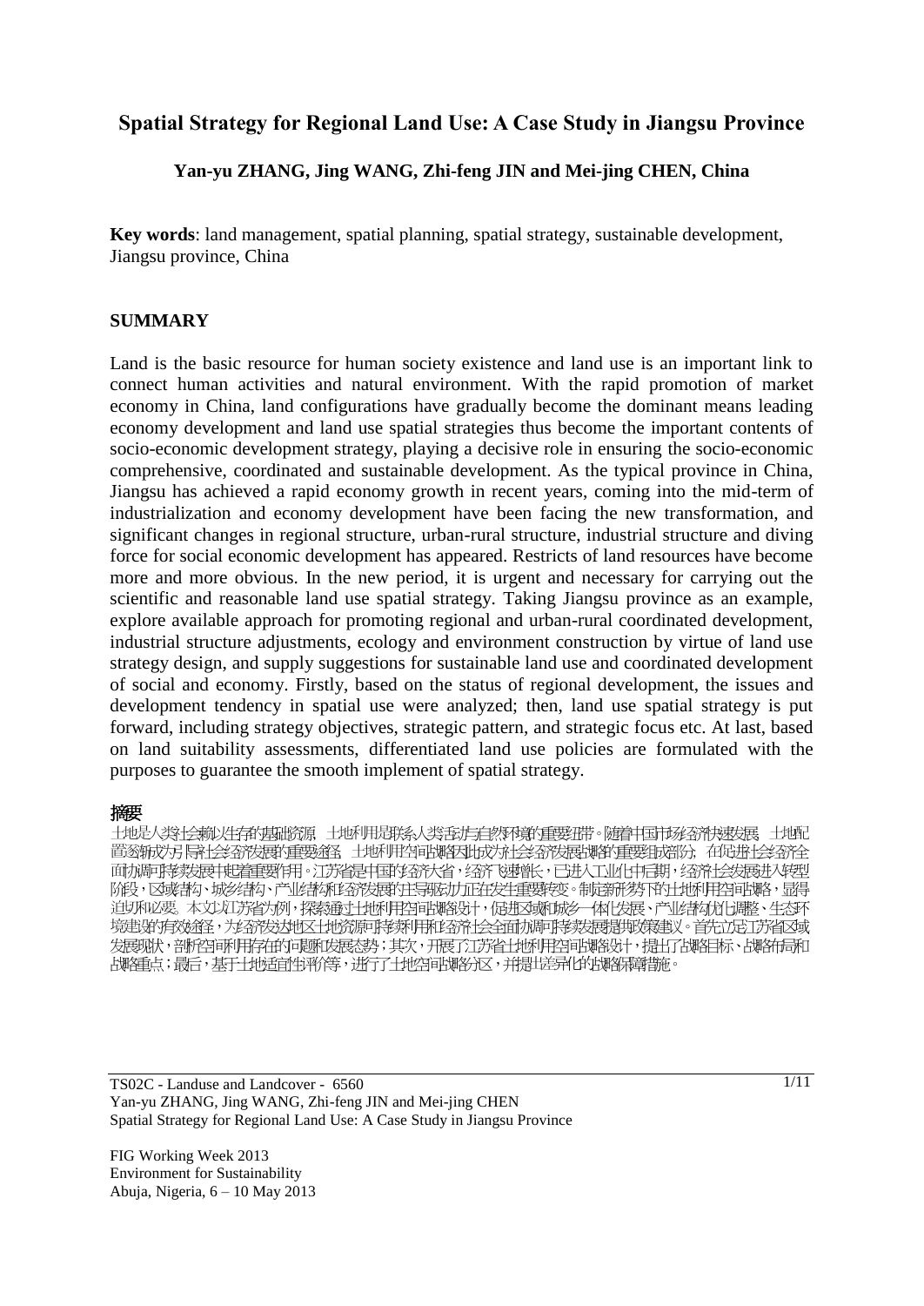# Spatial Strategy for Regional Land Use: A Case Study in Jiangsu Province

**Yan-yu ZHANG, Jing WANG, Zhi-feng JIN and Mei-jing CHEN, China**

**Key words**: land management, spatial planning, spatial strategy, sustainable development, Jiangsu province, China

## SUMMARY

Land is the basic resource for human society existence and land use is an important link to connect human activities and natural environment. With the rapid promotion of market economy in China, land configurations have gradually become the dominant means leading economy development and land use spatial strategies thus become the important contents of socio-economic development strategy, playing a decisive role in ensuring the socio-economic comprehensive, coordinated and sustainable development. As the typical province in China, Jiangsu has achieved a rapid economy growth in recent years, coming into the mid-term of industrialization and economy development have been facing the new transformation, and significant changes in regional structure, urban-rural structure, industrial structure and diving force for social economic development has appeared. Restricts of land resources have become more and more obvious. In the new period, it is urgent and necessary for carrying out the scientific and reasonable land use spatial strategy. Taking Jiangsu province as an example, explore available approach for promoting regional and urban-rural coordinated development, industrial structure adjustments, ecology and environment construction by virtue of land use strategy design, and supply suggestions for sustainable land use and coordinated development of social and economy. Firstly, based on the status of regional development, the issues and development tendency in spatial use were analyzed; then, land use spatial strategy is put forward, including strategy objectives, strategic pattern, and strategic focus etc. At last, based on land suitability assessments, differentiated land use policies are formulated with the purposes to guarantee the smooth implement of spatial strategy.

## 摘要

土地是人类社会赖以生存的基础资源，土地利用是联系人类活动与自然环境的重要纽带。随着中国市场经济快速发展，土地配置逐渐成为引导社会经济发展的重要途径，土地利用空间战略因此成为社会经济发展战略的重要组成部分，在促进社会经济全面协调可持续发展中起着重要作用。江苏省是中国的经济大省，经济飞速增长，已进入工业化中后期，经济社会发展进入转型阶段，区域结构、城乡结构、产业结构和经济发展的主导驱动力正在发生重要转变。制定新形势下的土地利用空间战略，显得迫切和必要。本文以江苏省为例，探索通过土地利用空间战略设计，促进区域和城乡一体化发展、产业结构优化调整、生态环境建设的有效途径，为经济发达地区土地资源可持续利用和经济社会全面协调可持续发展提供政策建议。首先立足江苏省区域发展现状，剖析空间利用存在的问题和发展态势；其次，开展了江苏省土地利用空间战略设计，提出了战略目标、战略布局和战略重点；最后，基于土地适宜性评价等，进行了土地空间战略分区，并提出差异化的战略保障措施。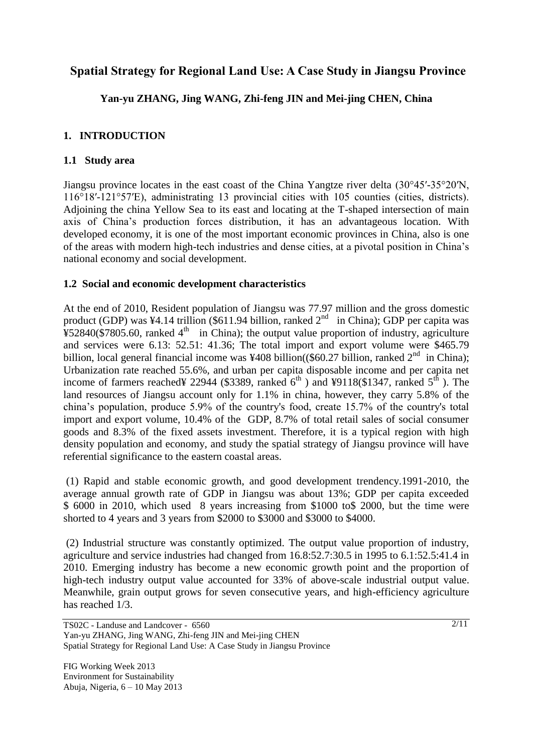# Spatial Strategy for Regional Land Use: A Case Study in Jiangsu Province

**Yan-yu ZHANG, Jing WANG, Zhi-feng JIN and Mei-jing CHEN, China**

## 1. INTRODUCTION

### 1.1 Study area

Jiangsu province locates in the east coast of the China Yangtze river delta (30°45′-35°20′N, 116°18′-121°57′E), administrating 13 provincial cities with 105 counties (cities, districts). Adjoining the china Yellow Sea to its east and locating at the T-shaped intersection of main axis of China's production forces distribution, it has an advantageous location. With developed economy, it is one of the most important economic provinces in China, also is one of the areas with modern high-tech industries and dense cities, at a pivotal position in China's national economy and social development.

### 1.2 Social and economic development characteristics

At the end of 2010, Resident population of Jiangsu was 77.97 million and the gross domestic product (GDP) was ¥4.14 trillion ($611.94 billion, ranked 2nd in China); GDP per capita was ¥52840($7805.60, ranked 4th in China); the output value proportion of industry, agriculture and services were 6.13: 52.51: 41.36; The total import and export volume were $465.79 billion, local general financial income was ¥408 billion(($60.27 billion, ranked 2nd in China); Urbanization rate reached 55.6%, and urban per capita disposable income and per capita net income of farmers reached¥ 22944 ($3389, ranked 6th ) and ¥9118($1347, ranked 5th ). The land resources of Jiangsu account only for 1.1% in china, however, they carry 5.8% of the china's population, produce 5.9% of the country's food, create 15.7% of the country's total import and export volume, 10.4% of the GDP, 8.7% of total retail sales of social consumer goods and 8.3% of the fixed assets investment. Therefore, it is a typical region with high density population and economy, and study the spatial strategy of Jiangsu province will have referential significance to the eastern coastal areas.

(1) Rapid and stable economic growth, and good development trendency.1991-2010, the average annual growth rate of GDP in Jiangsu was about 13%; GDP per capita exceeded $ 6000 in 2010, which used 8 years increasing from $1000 to$ 2000, but the time were shorted to 4 years and 3 years from $2000 to $3000 and $3000 to $4000.

(2) Industrial structure was constantly optimized. The output value proportion of industry, agriculture and service industries had changed from 16.8:52.7:30.5 in 1995 to 6.1:52.5:41.4 in 2010. Emerging industry has become a new economic growth point and the proportion of high-tech industry output value accounted for 33% of above-scale industrial output value. Meanwhile, grain output grows for seven consecutive years, and high-efficiency agriculture has reached 1/3.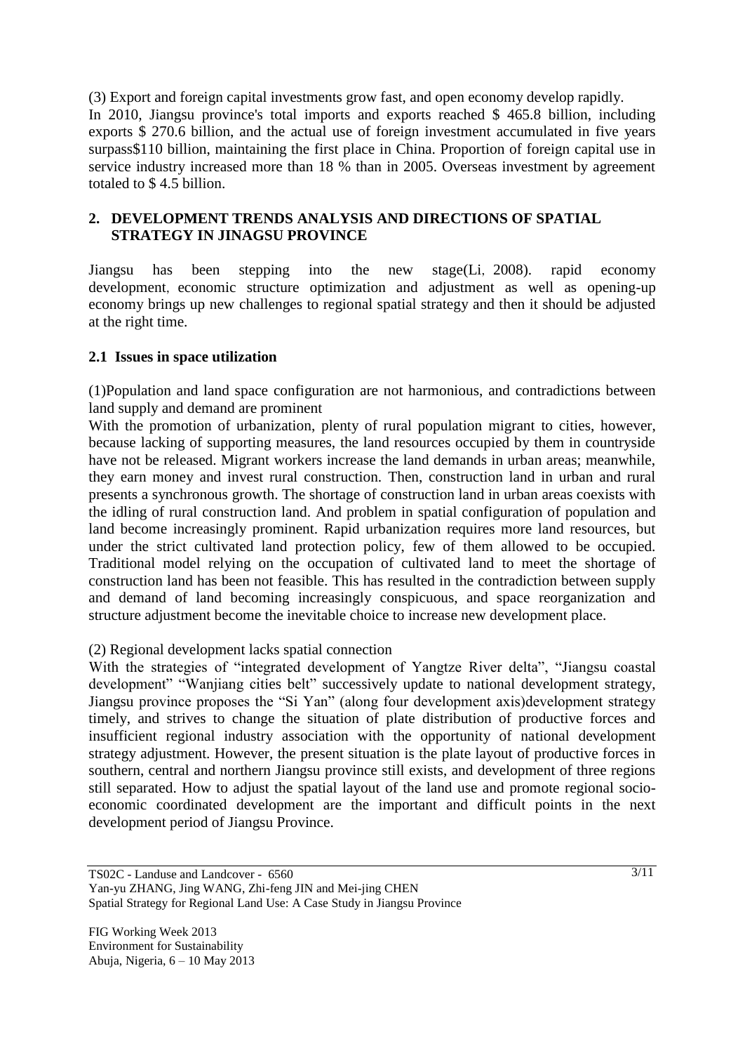(3) Export and foreign capital investments grow fast, and open economy develop rapidly.
In 2010, Jiangsu province's total imports and exports reached \$ 465.8 billion, including exports \$ 270.6 billion, and the actual use of foreign investment accumulated in five years surpass\$110 billion, maintaining the first place in China. Proportion of foreign capital use in service industry increased more than 18 % than in 2005. Overseas investment by agreement totaled to \$ 4.5 billion.

## 2. DEVELOPMENT TRENDS ANALYSIS AND DIRECTIONS OF SPATIAL STRATEGY IN JINAGSU PROVINCE

Jiangsu has been stepping into the new stage(Li, 2008). rapid economy development, economic structure optimization and adjustment as well as opening-up economy brings up new challenges to regional spatial strategy and then it should be adjusted at the right time.

### 2.1 Issues in space utilization

(1)Population and land space configuration are not harmonious, and contradictions between land supply and demand are prominent
With the promotion of urbanization, plenty of rural population migrant to cities, however, because lacking of supporting measures, the land resources occupied by them in countryside have not be released. Migrant workers increase the land demands in urban areas; meanwhile, they earn money and invest rural construction. Then, construction land in urban and rural presents a synchronous growth. The shortage of construction land in urban areas coexists with the idling of rural construction land. And problem in spatial configuration of population and land become increasingly prominent. Rapid urbanization requires more land resources, but under the strict cultivated land protection policy, few of them allowed to be occupied. Traditional model relying on the occupation of cultivated land to meet the shortage of construction land has been not feasible. This has resulted in the contradiction between supply and demand of land becoming increasingly conspicuous, and space reorganization and structure adjustment become the inevitable choice to increase new development place.

(2) Regional development lacks spatial connection
With the strategies of "integrated development of Yangtze River delta", "Jiangsu coastal development" "Wanjiang cities belt" successively update to national development strategy, Jiangsu province proposes the "Si Yan" (along four development axis)development strategy timely, and strives to change the situation of plate distribution of productive forces and insufficient regional industry association with the opportunity of national development strategy adjustment. However, the present situation is the plate layout of productive forces in southern, central and northern Jiangsu province still exists, and development of three regions still separated. How to adjust the spatial layout of the land use and promote regional socio-economic coordinated development are the important and difficult points in the next development period of Jiangsu Province.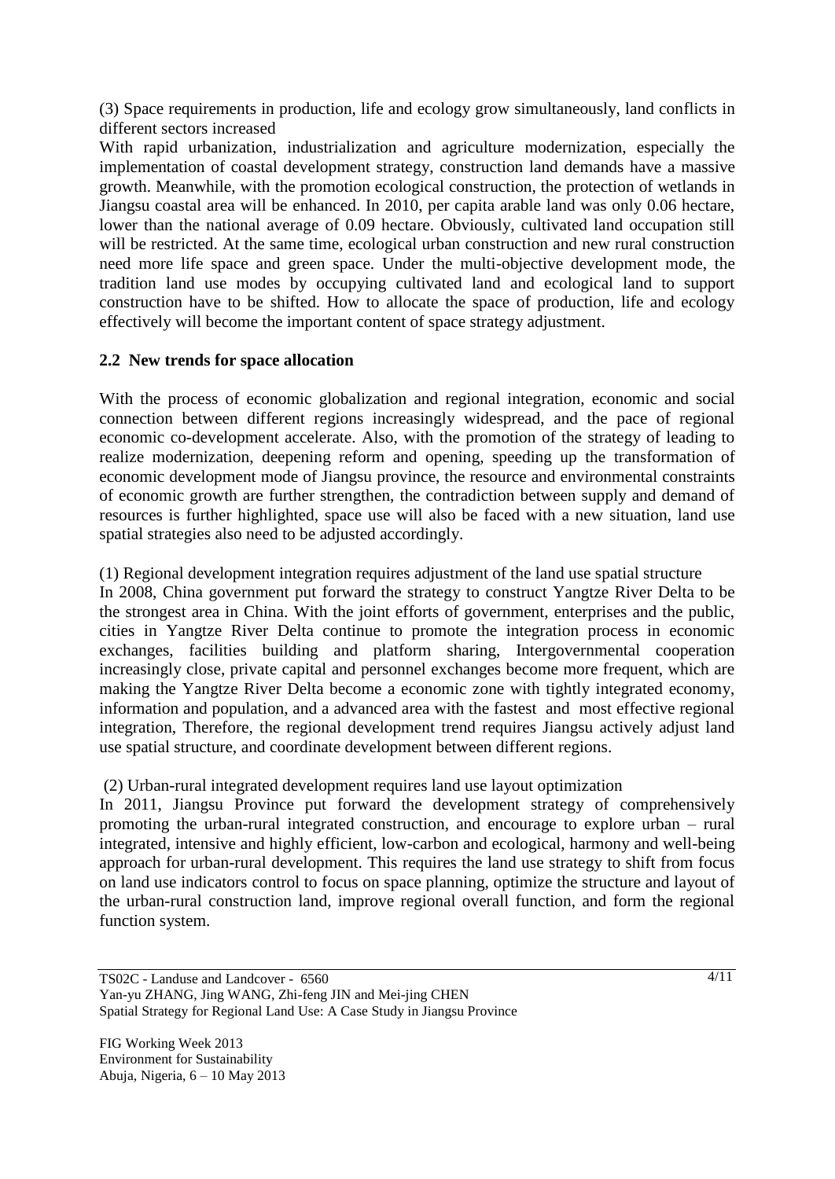(3) Space requirements in production, life and ecology grow simultaneously, land conflicts in different sectors increased

With rapid urbanization, industrialization and agriculture modernization, especially the implementation of coastal development strategy, construction land demands have a massive growth. Meanwhile, with the promotion ecological construction, the protection of wetlands in Jiangsu coastal area will be enhanced. In 2010, per capita arable land was only 0.06 hectare, lower than the national average of 0.09 hectare. Obviously, cultivated land occupation still will be restricted. At the same time, ecological urban construction and new rural construction need more life space and green space. Under the multi-objective development mode, the tradition land use modes by occupying cultivated land and ecological land to support construction have to be shifted. How to allocate the space of production, life and ecology effectively will become the important content of space strategy adjustment.

## 2.2 New trends for space allocation

With the process of economic globalization and regional integration, economic and social connection between different regions increasingly widespread, and the pace of regional economic co-development accelerate. Also, with the promotion of the strategy of leading to realize modernization, deepening reform and opening, speeding up the transformation of economic development mode of Jiangsu province, the resource and environmental constraints of economic growth are further strengthen, the contradiction between supply and demand of resources is further highlighted, space use will also be faced with a new situation, land use spatial strategies also need to be adjusted accordingly.

(1) Regional development integration requires adjustment of the land use spatial structure

In 2008, China government put forward the strategy to construct Yangtze River Delta to be the strongest area in China. With the joint efforts of government, enterprises and the public, cities in Yangtze River Delta continue to promote the integration process in economic exchanges, facilities building and platform sharing, Intergovernmental cooperation increasingly close, private capital and personnel exchanges become more frequent, which are making the Yangtze River Delta become a economic zone with tightly integrated economy, information and population, and a advanced area with the fastest and most effective regional integration, Therefore, the regional development trend requires Jiangsu actively adjust land use spatial structure, and coordinate development between different regions.

(2) Urban-rural integrated development requires land use layout optimization

In 2011, Jiangsu Province put forward the development strategy of comprehensively promoting the urban-rural integrated construction, and encourage to explore urban – rural integrated, intensive and highly efficient, low-carbon and ecological, harmony and well-being approach for urban-rural development. This requires the land use strategy to shift from focus on land use indicators control to focus on space planning, optimize the structure and layout of the urban-rural construction land, improve regional overall function, and form the regional function system.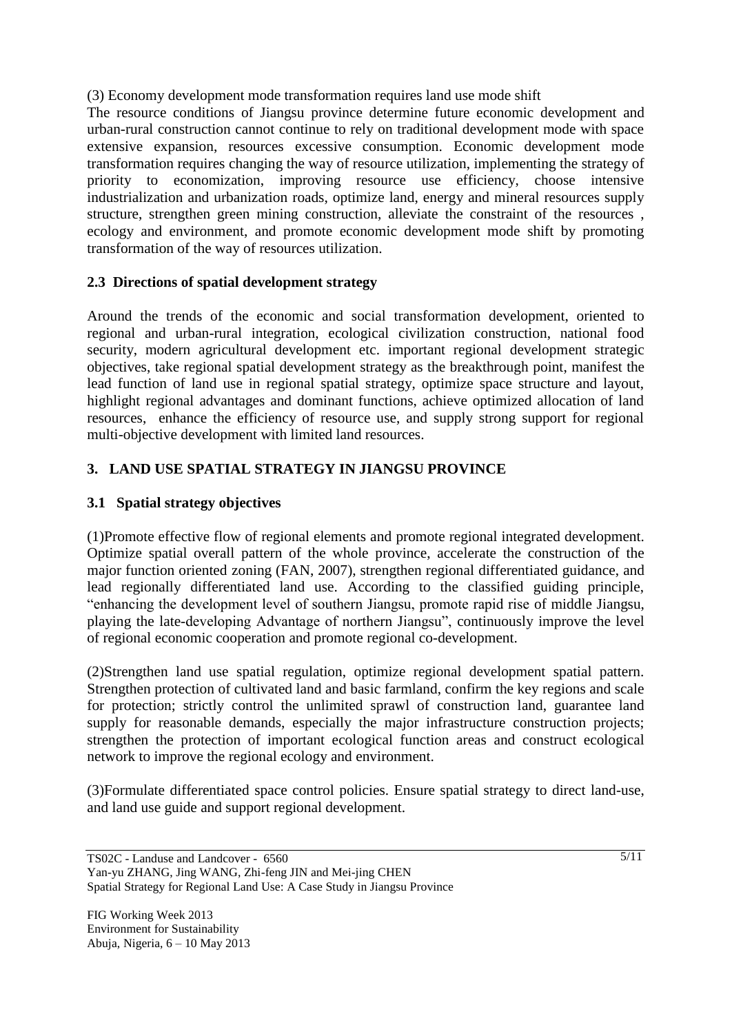(3) Economy development mode transformation requires land use mode shift

The resource conditions of Jiangsu province determine future economic development and urban-rural construction cannot continue to rely on traditional development mode with space extensive expansion, resources excessive consumption. Economic development mode transformation requires changing the way of resource utilization, implementing the strategy of priority to economization, improving resource use efficiency, choose intensive industrialization and urbanization roads, optimize land, energy and mineral resources supply structure, strengthen green mining construction, alleviate the constraint of the resources , ecology and environment, and promote economic development mode shift by promoting transformation of the way of resources utilization.

### 2.3 Directions of spatial development strategy

Around the trends of the economic and social transformation development, oriented to regional and urban-rural integration, ecological civilization construction, national food security, modern agricultural development etc. important regional development strategic objectives, take regional spatial development strategy as the breakthrough point, manifest the lead function of land use in regional spatial strategy, optimize space structure and layout, highlight regional advantages and dominant functions, achieve optimized allocation of land resources, enhance the efficiency of resource use, and supply strong support for regional multi-objective development with limited land resources.

## 3. LAND USE SPATIAL STRATEGY IN JIANGSU PROVINCE

### 3.1 Spatial strategy objectives

(1)Promote effective flow of regional elements and promote regional integrated development. Optimize spatial overall pattern of the whole province, accelerate the construction of the major function oriented zoning (FAN, 2007), strengthen regional differentiated guidance, and lead regionally differentiated land use. According to the classified guiding principle, "enhancing the development level of southern Jiangsu, promote rapid rise of middle Jiangsu, playing the late-developing Advantage of northern Jiangsu", continuously improve the level of regional economic cooperation and promote regional co-development.

(2)Strengthen land use spatial regulation, optimize regional development spatial pattern. Strengthen protection of cultivated land and basic farmland, confirm the key regions and scale for protection; strictly control the unlimited sprawl of construction land, guarantee land supply for reasonable demands, especially the major infrastructure construction projects; strengthen the protection of important ecological function areas and construct ecological network to improve the regional ecology and environment.

(3)Formulate differentiated space control policies. Ensure spatial strategy to direct land-use, and land use guide and support regional development.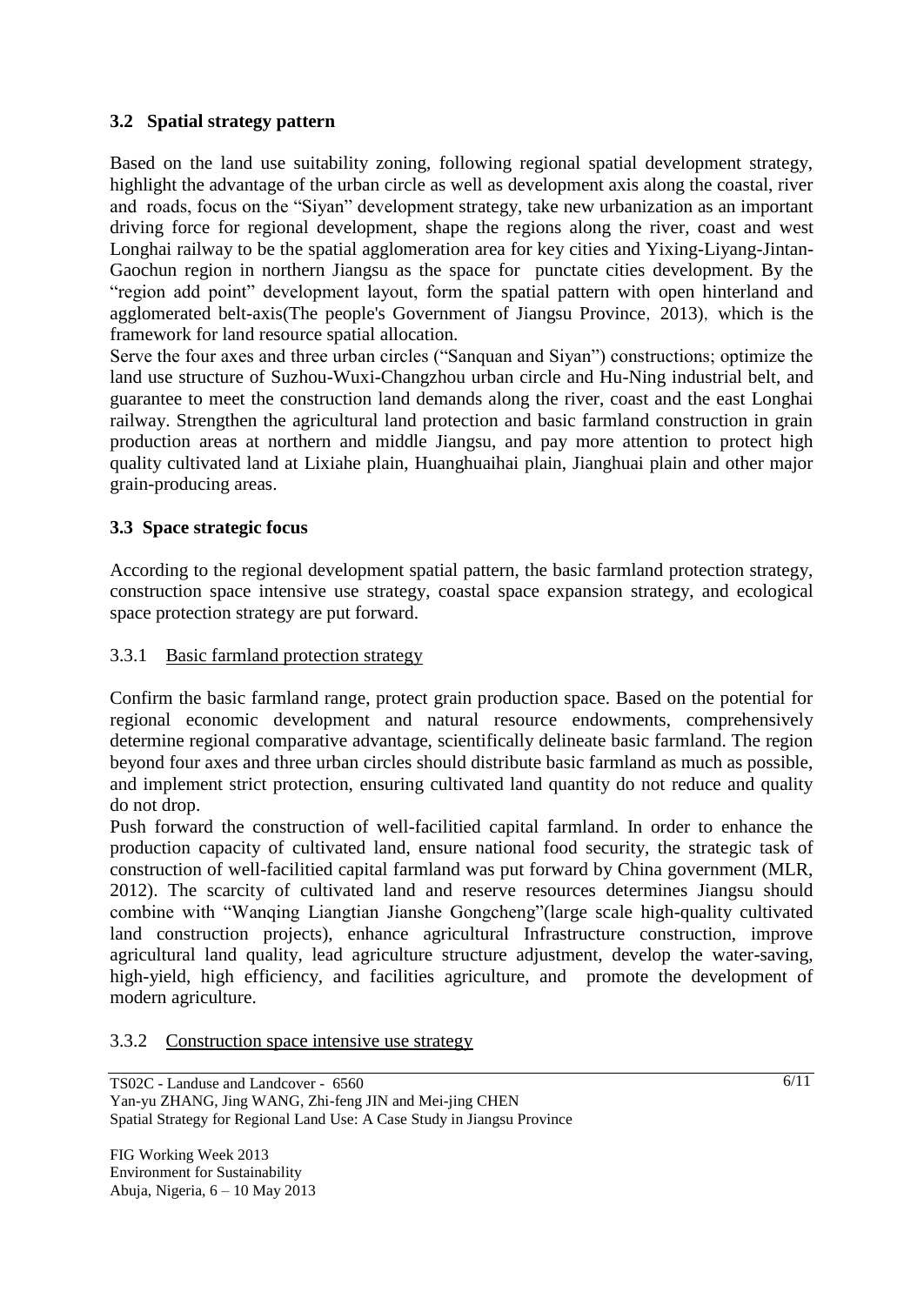## 3.2 Spatial strategy pattern

Based on the land use suitability zoning, following regional spatial development strategy, highlight the advantage of the urban circle as well as development axis along the coastal, river and roads, focus on the "Siyan" development strategy, take new urbanization as an important driving force for regional development, shape the regions along the river, coast and west Longhai railway to be the spatial agglomeration area for key cities and Yixing-Liyang-Jintan-Gaochun region in northern Jiangsu as the space for punctate cities development. By the "region add point" development layout, form the spatial pattern with open hinterland and agglomerated belt-axis(The people's Government of Jiangsu Province, 2013), which is the framework for land resource spatial allocation.

Serve the four axes and three urban circles ("Sanquan and Siyan") constructions; optimize the land use structure of Suzhou-Wuxi-Changzhou urban circle and Hu-Ning industrial belt, and guarantee to meet the construction land demands along the river, coast and the east Longhai railway. Strengthen the agricultural land protection and basic farmland construction in grain production areas at northern and middle Jiangsu, and pay more attention to protect high quality cultivated land at Lixiahe plain, Huanghuaihai plain, Jianghuai plain and other major grain-producing areas.

## 3.3 Space strategic focus

According to the regional development spatial pattern, the basic farmland protection strategy, construction space intensive use strategy, coastal space expansion strategy, and ecological space protection strategy are put forward.

### 3.3.1 Basic farmland protection strategy

Confirm the basic farmland range, protect grain production space. Based on the potential for regional economic development and natural resource endowments, comprehensively determine regional comparative advantage, scientifically delineate basic farmland. The region beyond four axes and three urban circles should distribute basic farmland as much as possible, and implement strict protection, ensuring cultivated land quantity do not reduce and quality do not drop.

Push forward the construction of well-facilitied capital farmland. In order to enhance the production capacity of cultivated land, ensure national food security, the strategic task of construction of well-facilitied capital farmland was put forward by China government (MLR, 2012). The scarcity of cultivated land and reserve resources determines Jiangsu should combine with "Wanqing Liangtian Jianshe Gongcheng"(large scale high-quality cultivated land construction projects), enhance agricultural Infrastructure construction, improve agricultural land quality, lead agriculture structure adjustment, develop the water-saving, high-yield, high efficiency, and facilities agriculture, and promote the development of modern agriculture.

### 3.3.2 Construction space intensive use strategy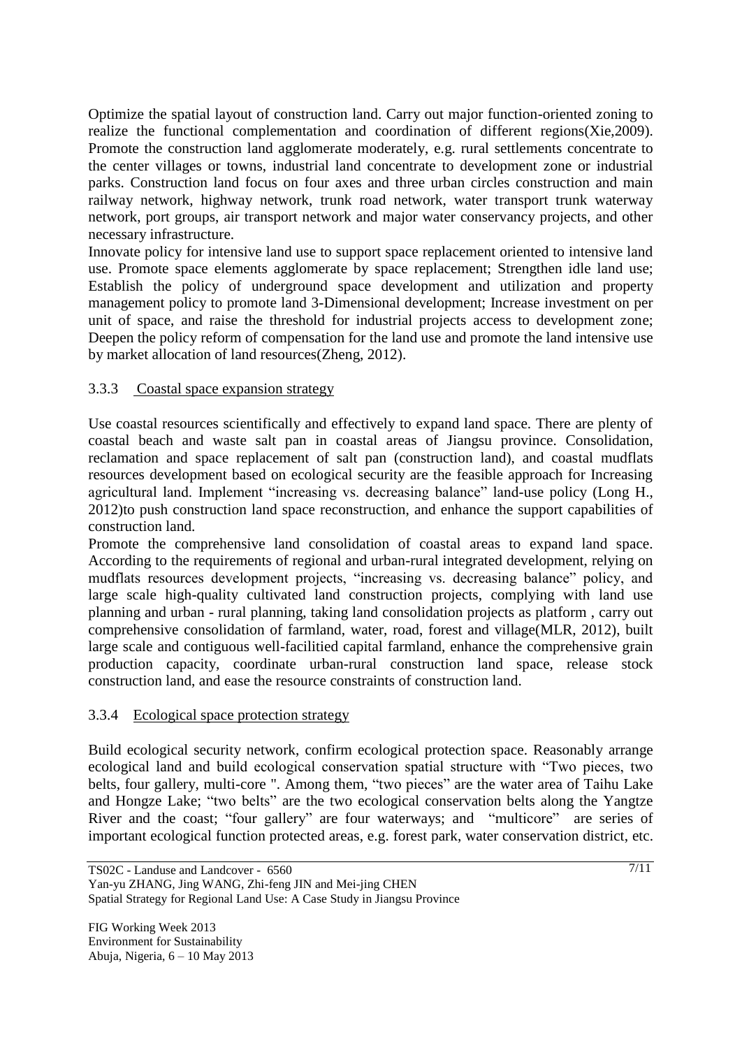Optimize the spatial layout of construction land. Carry out major function-oriented zoning to realize the functional complementation and coordination of different regions(Xie,2009). Promote the construction land agglomerate moderately, e.g. rural settlements concentrate to the center villages or towns, industrial land concentrate to development zone or industrial parks. Construction land focus on four axes and three urban circles construction and main railway network, highway network, trunk road network, water transport trunk waterway network, port groups, air transport network and major water conservancy projects, and other necessary infrastructure.

Innovate policy for intensive land use to support space replacement oriented to intensive land use. Promote space elements agglomerate by space replacement; Strengthen idle land use; Establish the policy of underground space development and utilization and property management policy to promote land 3-Dimensional development; Increase investment on per unit of space, and raise the threshold for industrial projects access to development zone; Deepen the policy reform of compensation for the land use and promote the land intensive use by market allocation of land resources(Zheng, 2012).

### 3.3.3 Coastal space expansion strategy

Use coastal resources scientifically and effectively to expand land space. There are plenty of coastal beach and waste salt pan in coastal areas of Jiangsu province. Consolidation, reclamation and space replacement of salt pan (construction land), and coastal mudflats resources development based on ecological security are the feasible approach for Increasing agricultural land. Implement "increasing vs. decreasing balance" land-use policy (Long H., 2012)to push construction land space reconstruction, and enhance the support capabilities of construction land.

Promote the comprehensive land consolidation of coastal areas to expand land space. According to the requirements of regional and urban-rural integrated development, relying on mudflats resources development projects, "increasing vs. decreasing balance" policy, and large scale high-quality cultivated land construction projects, complying with land use planning and urban - rural planning, taking land consolidation projects as platform , carry out comprehensive consolidation of farmland, water, road, forest and village(MLR, 2012), built large scale and contiguous well-facilitied capital farmland, enhance the comprehensive grain production capacity, coordinate urban-rural construction land space, release stock construction land, and ease the resource constraints of construction land.

### 3.3.4 Ecological space protection strategy

Build ecological security network, confirm ecological protection space. Reasonably arrange ecological land and build ecological conservation spatial structure with "Two pieces, two belts, four gallery, multi-core ". Among them, "two pieces" are the water area of Taihu Lake and Hongze Lake; "two belts" are the two ecological conservation belts along the Yangtze River and the coast; "four gallery" are four waterways; and "multicore" are series of important ecological function protected areas, e.g. forest park, water conservation district, etc.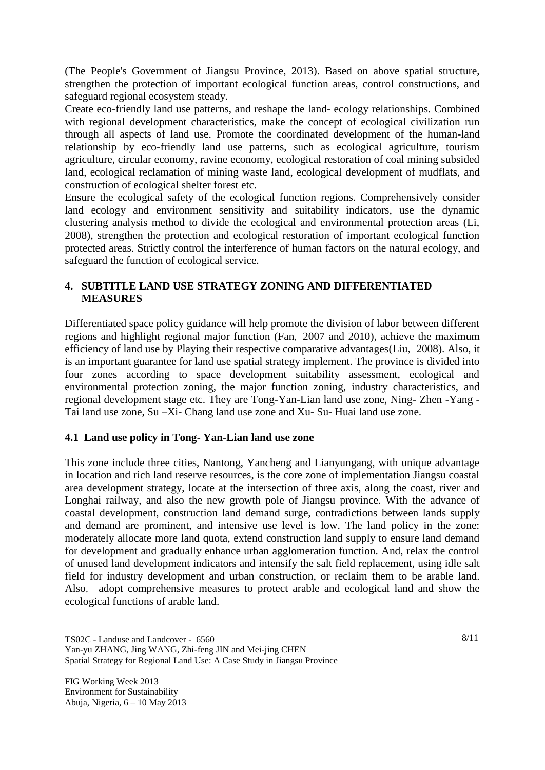(The People's Government of Jiangsu Province, 2013). Based on above spatial structure, strengthen the protection of important ecological function areas, control constructions, and safeguard regional ecosystem steady.

Create eco-friendly land use patterns, and reshape the land- ecology relationships. Combined with regional development characteristics, make the concept of ecological civilization run through all aspects of land use. Promote the coordinated development of the human-land relationship by eco-friendly land use patterns, such as ecological agriculture, tourism agriculture, circular economy, ravine economy, ecological restoration of coal mining subsided land, ecological reclamation of mining waste land, ecological development of mudflats, and construction of ecological shelter forest etc.

Ensure the ecological safety of the ecological function regions. Comprehensively consider land ecology and environment sensitivity and suitability indicators, use the dynamic clustering analysis method to divide the ecological and environmental protection areas (Li, 2008), strengthen the protection and ecological restoration of important ecological function protected areas. Strictly control the interference of human factors on the natural ecology, and safeguard the function of ecological service.

## 4. SUBTITLE LAND USE STRATEGY ZONING AND DIFFERENTIATED MEASURES

Differentiated space policy guidance will help promote the division of labor between different regions and highlight regional major function (Fan, 2007 and 2010), achieve the maximum efficiency of land use by Playing their respective comparative advantages(Liu, 2008). Also, it is an important guarantee for land use spatial strategy implement. The province is divided into four zones according to space development suitability assessment, ecological and environmental protection zoning, the major function zoning, industry characteristics, and regional development stage etc. They are Tong-Yan-Lian land use zone, Ning- Zhen -Yang -Tai land use zone, Su –Xi- Chang land use zone and Xu- Su- Huai land use zone.

### 4.1 Land use policy in Tong- Yan-Lian land use zone

This zone include three cities, Nantong, Yancheng and Lianyungang, with unique advantage in location and rich land reserve resources, is the core zone of implementation Jiangsu coastal area development strategy, locate at the intersection of three axis, along the coast, river and Longhai railway, and also the new growth pole of Jiangsu province. With the advance of coastal development, construction land demand surge, contradictions between lands supply and demand are prominent, and intensive use level is low. The land policy in the zone: moderately allocate more land quota, extend construction land supply to ensure land demand for development and gradually enhance urban agglomeration function. And, relax the control of unused land development indicators and intensify the salt field replacement, using idle salt field for industry development and urban construction, or reclaim them to be arable land. Also, adopt comprehensive measures to protect arable and ecological land and show the ecological functions of arable land.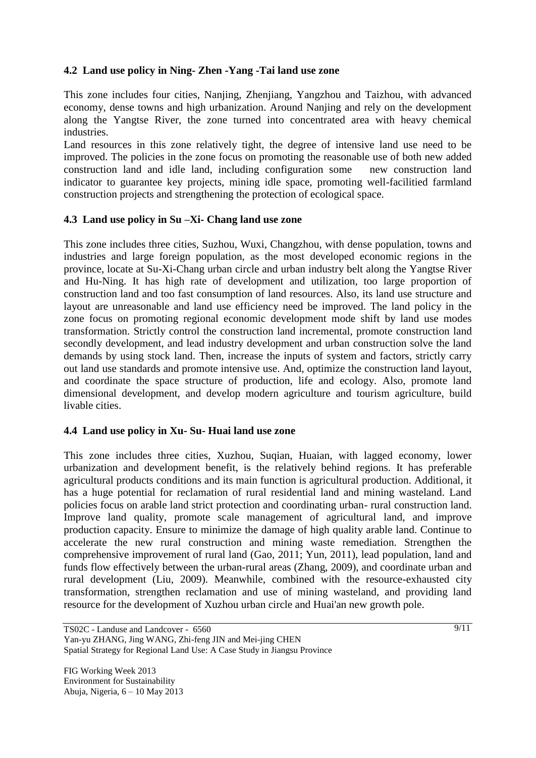### 4.2 Land use policy in Ning- Zhen -Yang -Tai land use zone

This zone includes four cities, Nanjing, Zhenjiang, Yangzhou and Taizhou, with advanced economy, dense towns and high urbanization. Around Nanjing and rely on the development along the Yangtse River, the zone turned into concentrated area with heavy chemical industries.

Land resources in this zone relatively tight, the degree of intensive land use need to be improved. The policies in the zone focus on promoting the reasonable use of both new added construction land and idle land, including configuration some new construction land indicator to guarantee key projects, mining idle space, promoting well-facilitied farmland construction projects and strengthening the protection of ecological space.

### 4.3 Land use policy in Su –Xi- Chang land use zone

This zone includes three cities, Suzhou, Wuxi, Changzhou, with dense population, towns and industries and large foreign population, as the most developed economic regions in the province, locate at Su-Xi-Chang urban circle and urban industry belt along the Yangtse River and Hu-Ning. It has high rate of development and utilization, too large proportion of construction land and too fast consumption of land resources. Also, its land use structure and layout are unreasonable and land use efficiency need be improved. The land policy in the zone focus on promoting regional economic development mode shift by land use modes transformation. Strictly control the construction land incremental, promote construction land secondly development, and lead industry development and urban construction solve the land demands by using stock land. Then, increase the inputs of system and factors, strictly carry out land use standards and promote intensive use. And, optimize the construction land layout, and coordinate the space structure of production, life and ecology. Also, promote land dimensional development, and develop modern agriculture and tourism agriculture, build livable cities.

### 4.4 Land use policy in Xu- Su- Huai land use zone

This zone includes three cities, Xuzhou, Suqian, Huaian, with lagged economy, lower urbanization and development benefit, is the relatively behind regions. It has preferable agricultural products conditions and its main function is agricultural production. Additional, it has a huge potential for reclamation of rural residential land and mining wasteland. Land policies focus on arable land strict protection and coordinating urban- rural construction land. Improve land quality, promote scale management of agricultural land, and improve production capacity. Ensure to minimize the damage of high quality arable land. Continue to accelerate the new rural construction and mining waste remediation. Strengthen the comprehensive improvement of rural land (Gao, 2011; Yun, 2011), lead population, land and funds flow effectively between the urban-rural areas (Zhang, 2009), and coordinate urban and rural development (Liu, 2009). Meanwhile, combined with the resource-exhausted city transformation, strengthen reclamation and use of mining wasteland, and providing land resource for the development of Xuzhou urban circle and Huai'an new growth pole.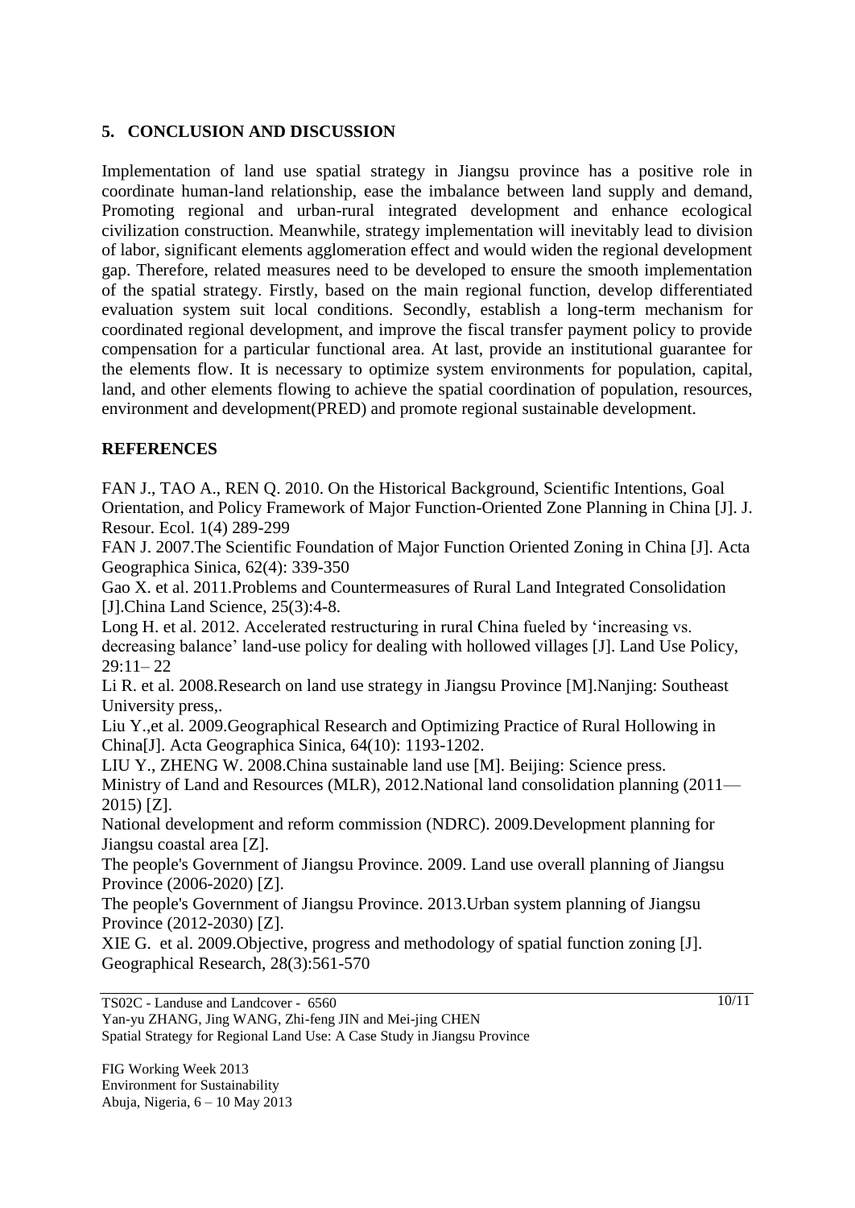## 5. CONCLUSION AND DISCUSSION

Implementation of land use spatial strategy in Jiangsu province has a positive role in coordinate human-land relationship, ease the imbalance between land supply and demand, Promoting regional and urban-rural integrated development and enhance ecological civilization construction. Meanwhile, strategy implementation will inevitably lead to division of labor, significant elements agglomeration effect and would widen the regional development gap. Therefore, related measures need to be developed to ensure the smooth implementation of the spatial strategy. Firstly, based on the main regional function, develop differentiated evaluation system suit local conditions. Secondly, establish a long-term mechanism for coordinated regional development, and improve the fiscal transfer payment policy to provide compensation for a particular functional area. At last, provide an institutional guarantee for the elements flow. It is necessary to optimize system environments for population, capital, land, and other elements flowing to achieve the spatial coordination of population, resources, environment and development(PRED) and promote regional sustainable development.

## REFERENCES

FAN J., TAO A., REN Q. 2010. On the Historical Background, Scientific Intentions, Goal Orientation, and Policy Framework of Major Function-Oriented Zone Planning in China [J]. J. Resour. Ecol. 1(4) 289-299

FAN J. 2007.The Scientific Foundation of Major Function Oriented Zoning in China [J]. Acta Geographica Sinica, 62(4): 339-350

Gao X. et al. 2011.Problems and Countermeasures of Rural Land Integrated Consolidation [J].China Land Science, 25(3):4-8.

Long H. et al. 2012. Accelerated restructuring in rural China fueled by 'increasing vs. decreasing balance' land-use policy for dealing with hollowed villages [J]. Land Use Policy, 29:11– 22

Li R. et al. 2008.Research on land use strategy in Jiangsu Province [M].Nanjing: Southeast University press,.

Liu Y.,et al. 2009.Geographical Research and Optimizing Practice of Rural Hollowing in China[J]. Acta Geographica Sinica, 64(10): 1193-1202.

LIU Y., ZHENG W. 2008.China sustainable land use [M]. Beijing: Science press.

Ministry of Land and Resources (MLR), 2012.National land consolidation planning (2011—2015) [Z].

National development and reform commission (NDRC). 2009.Development planning for Jiangsu coastal area [Z].

The people's Government of Jiangsu Province. 2009. Land use overall planning of Jiangsu Province (2006-2020) [Z].

The people's Government of Jiangsu Province. 2013.Urban system planning of Jiangsu Province (2012-2030) [Z].

XIE G. et al. 2009.Objective, progress and methodology of spatial function zoning [J]. Geographical Research, 28(3):561-570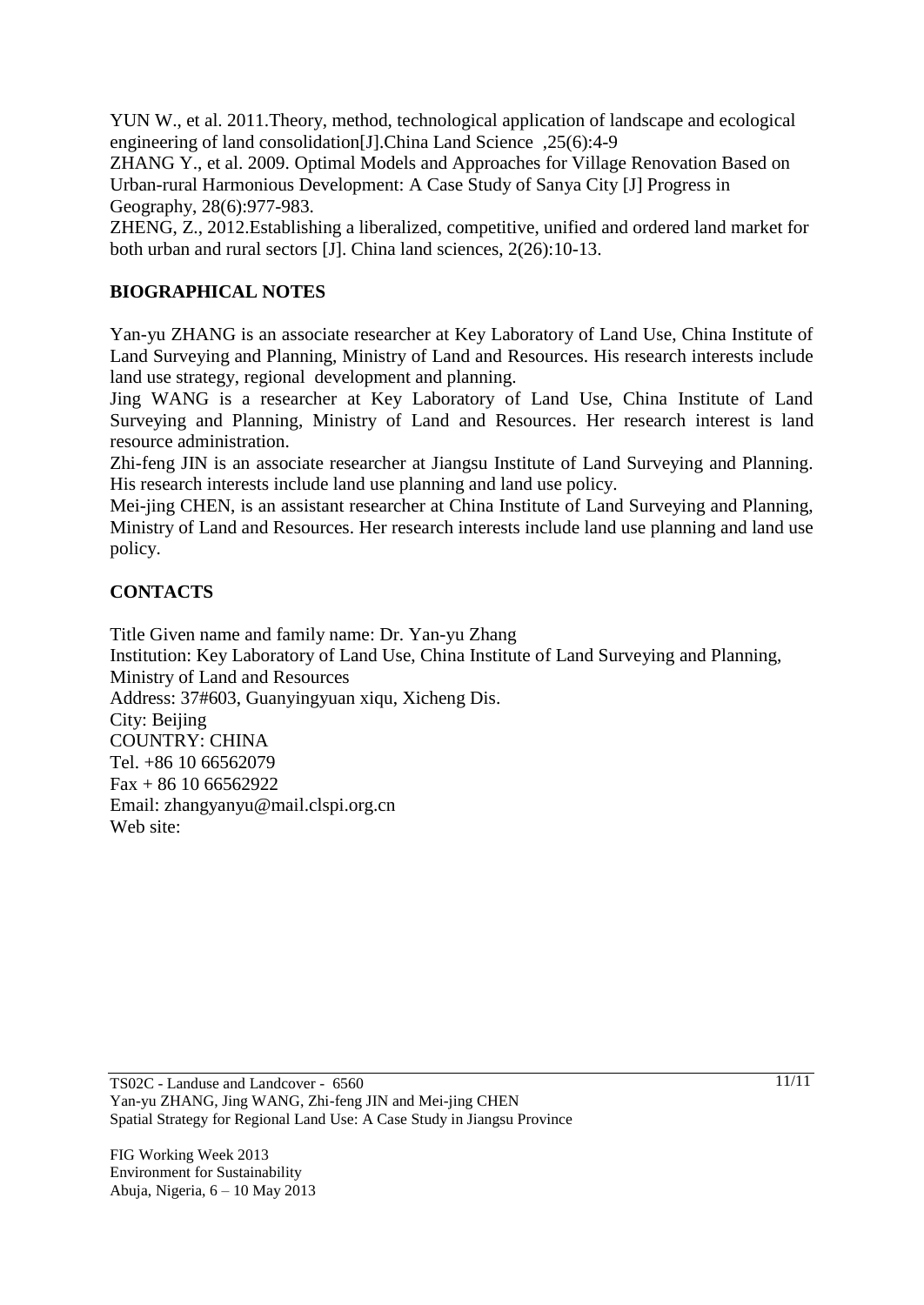YUN W., et al. 2011.Theory, method, technological application of landscape and ecological engineering of land consolidation[J].China Land Science ,25(6):4-9

ZHANG Y., et al. 2009. Optimal Models and Approaches for Village Renovation Based on Urban-rural Harmonious Development: A Case Study of Sanya City [J] Progress in Geography, 28(6):977-983.

ZHENG, Z., 2012.Establishing a liberalized, competitive, unified and ordered land market for both urban and rural sectors [J]. China land sciences, 2(26):10-13.

## BIOGRAPHICAL NOTES

Yan-yu ZHANG is an associate researcher at Key Laboratory of Land Use, China Institute of Land Surveying and Planning, Ministry of Land and Resources. His research interests include land use strategy, regional development and planning.

Jing WANG is a researcher at Key Laboratory of Land Use, China Institute of Land Surveying and Planning, Ministry of Land and Resources. Her research interest is land resource administration.

Zhi-feng JIN is an associate researcher at Jiangsu Institute of Land Surveying and Planning. His research interests include land use planning and land use policy.

Mei-jing CHEN, is an assistant researcher at China Institute of Land Surveying and Planning, Ministry of Land and Resources. Her research interests include land use planning and land use policy.

## CONTACTS

Title Given name and family name: Dr. Yan-yu Zhang
Institution: Key Laboratory of Land Use, China Institute of Land Surveying and Planning, Ministry of Land and Resources
Address: 37#603, Guanyingyuan xiqu, Xicheng Dis.
City: Beijing
COUNTRY: CHINA
Tel. +86 10 66562079
Fax + 86 10 66562922
Email: zhangyanyu@mail.clspi.org.cn
Web site: